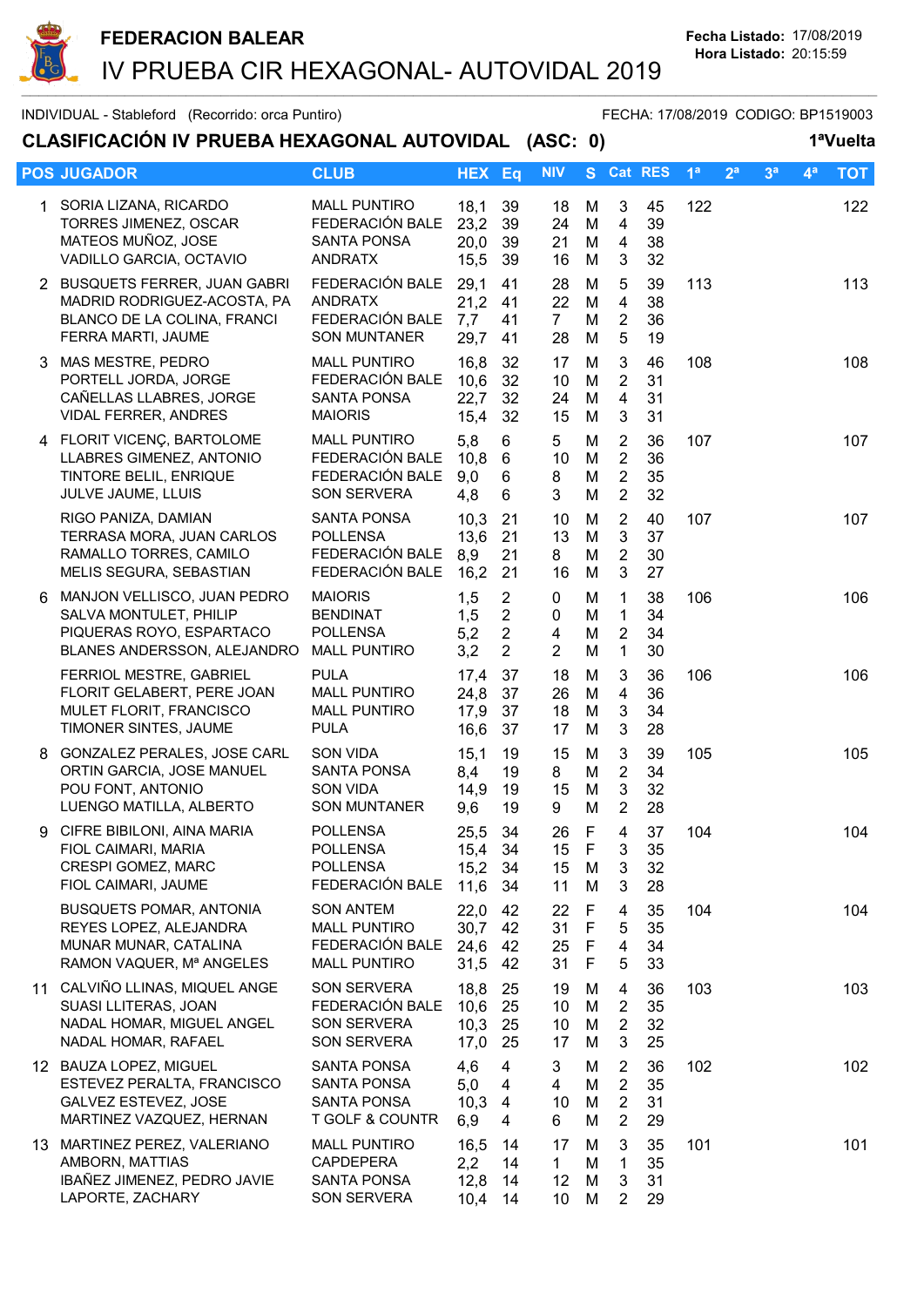# FEDERACION BALEAR

## IV PRUEBA CIR HEXAGONAL- AUTOVIDAL 2019

**Fecha Listado:** 17/08/2019
**Hora Listado:** 20:15:59

INDIVIDUAL - Stableford (Recorrido: orca Puntiro) FECHA: 17/08/2019 CODIGO: BP1519003

### CLASIFICACIÓN IV PRUEBA HEXAGONAL AUTOVIDAL (ASC: 0) 1ªVuelta

| POS | JUGADOR | CLUB | HEX | Eq | NIV | S | Cat | RES | 1ª | 2ª | 3ª | 4ª | TOT |
|---|---|---|---|---|---|---|---|---|---|---|---|---|---|
| 1 | SORIA LIZANA, RICARDO | MALL PUNTIRO | 18,1 | 39 | 18 | M | 3 | 45 | 122 | | | | 122 |
| | TORRES JIMENEZ, OSCAR | FEDERACIÓN BALE | 23,2 | 39 | 24 | M | 4 | 39 | | | | | |
| | MATEOS MUÑOZ, JOSE | SANTA PONSA | 20,0 | 39 | 21 | M | 4 | 38 | | | | | |
| | VADILLO GARCIA, OCTAVIO | ANDRATX | 15,5 | 39 | 16 | M | 3 | 32 | | | | | |
| 2 | BUSQUETS FERRER, JUAN GABRI | FEDERACIÓN BALE | 29,1 | 41 | 28 | M | 5 | 39 | 113 | | | | 113 |
| | MADRID RODRIGUEZ-ACOSTA, PA | ANDRATX | 21,2 | 41 | 22 | M | 4 | 38 | | | | | |
| | BLANCO DE LA COLINA, FRANCI | FEDERACIÓN BALE | 7,7 | 41 | 7 | M | 2 | 36 | | | | | |
| | FERRA MARTI, JAUME | SON MUNTANER | 29,7 | 41 | 28 | M | 5 | 19 | | | | | |
| 3 | MAS MESTRE, PEDRO | MALL PUNTIRO | 16,8 | 32 | 17 | M | 3 | 46 | 108 | | | | 108 |
| | PORTELL JORDA, JORGE | FEDERACIÓN BALE | 10,6 | 32 | 10 | M | 2 | 31 | | | | | |
| | CAÑELLAS LLABRES, JORGE | SANTA PONSA | 22,7 | 32 | 24 | M | 4 | 31 | | | | | |
| | VIDAL FERRER, ANDRES | MAIORIS | 15,4 | 32 | 15 | M | 3 | 31 | | | | | |
| 4 | FLORIT VICENÇ, BARTOLOME | MALL PUNTIRO | 5,8 | 6 | 5 | M | 2 | 36 | 107 | | | | 107 |
| | LLABRES GIMENEZ, ANTONIO | FEDERACIÓN BALE | 10,8 | 6 | 10 | M | 2 | 36 | | | | | |
| | TINTORE BELIL, ENRIQUE | FEDERACIÓN BALE | 9,0 | 6 | 8 | M | 2 | 35 | | | | | |
| | JULVE JAUME, LLUIS | SON SERVERA | 4,8 | 6 | 3 | M | 2 | 32 | | | | | |
| | RIGO PANIZA, DAMIAN | SANTA PONSA | 10,3 | 21 | 10 | M | 2 | 40 | 107 | | | | 107 |
| | TERRASA MORA, JUAN CARLOS | POLLENSA | 13,6 | 21 | 13 | M | 3 | 37 | | | | | |
| | RAMALLO TORRES, CAMILO | FEDERACIÓN BALE | 8,9 | 21 | 8 | M | 2 | 30 | | | | | |
| | MELIS SEGURA, SEBASTIAN | FEDERACIÓN BALE | 16,2 | 21 | 16 | M | 3 | 27 | | | | | |
| 6 | MANJON VELLISCO, JUAN PEDRO | MAIORIS | 1,5 | 2 | 0 | M | 1 | 38 | 106 | | | | 106 |
| | SALVA MONTULET, PHILIP | BENDINAT | 1,5 | 2 | 0 | M | 1 | 34 | | | | | |
| | PIQUERAS ROYO, ESPARTACO | POLLENSA | 5,2 | 2 | 4 | M | 2 | 34 | | | | | |
| | BLANES ANDERSSON, ALEJANDRO | MALL PUNTIRO | 3,2 | 2 | 2 | M | 1 | 30 | | | | | |
| | FERRIOL MESTRE, GABRIEL | PULA | 17,4 | 37 | 18 | M | 3 | 36 | 106 | | | | 106 |
| | FLORIT GELABERT, PERE JOAN | MALL PUNTIRO | 24,8 | 37 | 26 | M | 4 | 36 | | | | | |
| | MULET FLORIT, FRANCISCO | MALL PUNTIRO | 17,9 | 37 | 18 | M | 3 | 34 | | | | | |
| | TIMONER SINTES, JAUME | PULA | 16,6 | 37 | 17 | M | 3 | 28 | | | | | |
| 8 | GONZALEZ PERALES, JOSE CARL | SON VIDA | 15,1 | 19 | 15 | M | 3 | 39 | 105 | | | | 105 |
| | ORTIN GARCIA, JOSE MANUEL | SANTA PONSA | 8,4 | 19 | 8 | M | 2 | 34 | | | | | |
| | POU FONT, ANTONIO | SON VIDA | 14,9 | 19 | 15 | M | 3 | 32 | | | | | |
| | LUENGO MATILLA, ALBERTO | SON MUNTANER | 9,6 | 19 | 9 | M | 2 | 28 | | | | | |
| 9 | CIFRE BIBILONI, AINA MARIA | POLLENSA | 25,5 | 34 | 26 | F | 4 | 37 | 104 | | | | 104 |
| | FIOL CAIMARI, MARIA | POLLENSA | 15,4 | 34 | 15 | F | 3 | 35 | | | | | |
| | CRESPI GOMEZ, MARC | POLLENSA | 15,2 | 34 | 15 | M | 3 | 32 | | | | | |
| | FIOL CAIMARI, JAUME | FEDERACIÓN BALE | 11,6 | 34 | 11 | M | 3 | 28 | | | | | |
| | BUSQUETS POMAR, ANTONIA | SON ANTEM | 22,0 | 42 | 22 | F | 4 | 35 | 104 | | | | 104 |
| | REYES LOPEZ, ALEJANDRA | MALL PUNTIRO | 30,7 | 42 | 31 | F | 5 | 35 | | | | | |
| | MUNAR MUNAR, CATALINA | FEDERACIÓN BALE | 24,6 | 42 | 25 | F | 4 | 34 | | | | | |
| | RAMON VAQUER, Mª ANGELES | MALL PUNTIRO | 31,5 | 42 | 31 | F | 5 | 33 | | | | | |
| 11 | CALVIÑO LLINAS, MIQUEL ANGE | SON SERVERA | 18,8 | 25 | 19 | M | 4 | 36 | 103 | | | | 103 |
| | SUASI LLITERAS, JOAN | FEDERACIÓN BALE | 10,6 | 25 | 10 | M | 2 | 35 | | | | | |
| | NADAL HOMAR, MIGUEL ANGEL | SON SERVERA | 10,3 | 25 | 10 | M | 2 | 32 | | | | | |
| | NADAL HOMAR, RAFAEL | SON SERVERA | 17,0 | 25 | 17 | M | 3 | 25 | | | | | |
| 12 | BAUZA LOPEZ, MIGUEL | SANTA PONSA | 4,6 | 4 | 3 | M | 2 | 36 | 102 | | | | 102 |
| | ESTEVEZ PERALTA, FRANCISCO | SANTA PONSA | 5,0 | 4 | 4 | M | 2 | 35 | | | | | |
| | GALVEZ ESTEVEZ, JOSE | SANTA PONSA | 10,3 | 4 | 10 | M | 2 | 31 | | | | | |
| | MARTINEZ VAZQUEZ, HERNAN | T GOLF & COUNTR | 6,9 | 4 | 6 | M | 2 | 29 | | | | | |
| 13 | MARTINEZ PEREZ, VALERIANO | MALL PUNTIRO | 16,5 | 14 | 17 | M | 3 | 35 | 101 | | | | 101 |
| | AMBORN, MATTIAS | CAPDEPERA | 2,2 | 14 | 1 | M | 1 | 35 | | | | | |
| | IBAÑEZ JIMENEZ, PEDRO JAVIE | SANTA PONSA | 12,8 | 14 | 12 | M | 3 | 31 | | | | | |
| | LAPORTE, ZACHARY | SON SERVERA | 10,4 | 14 | 10 | M | 2 | 29 | | | | | |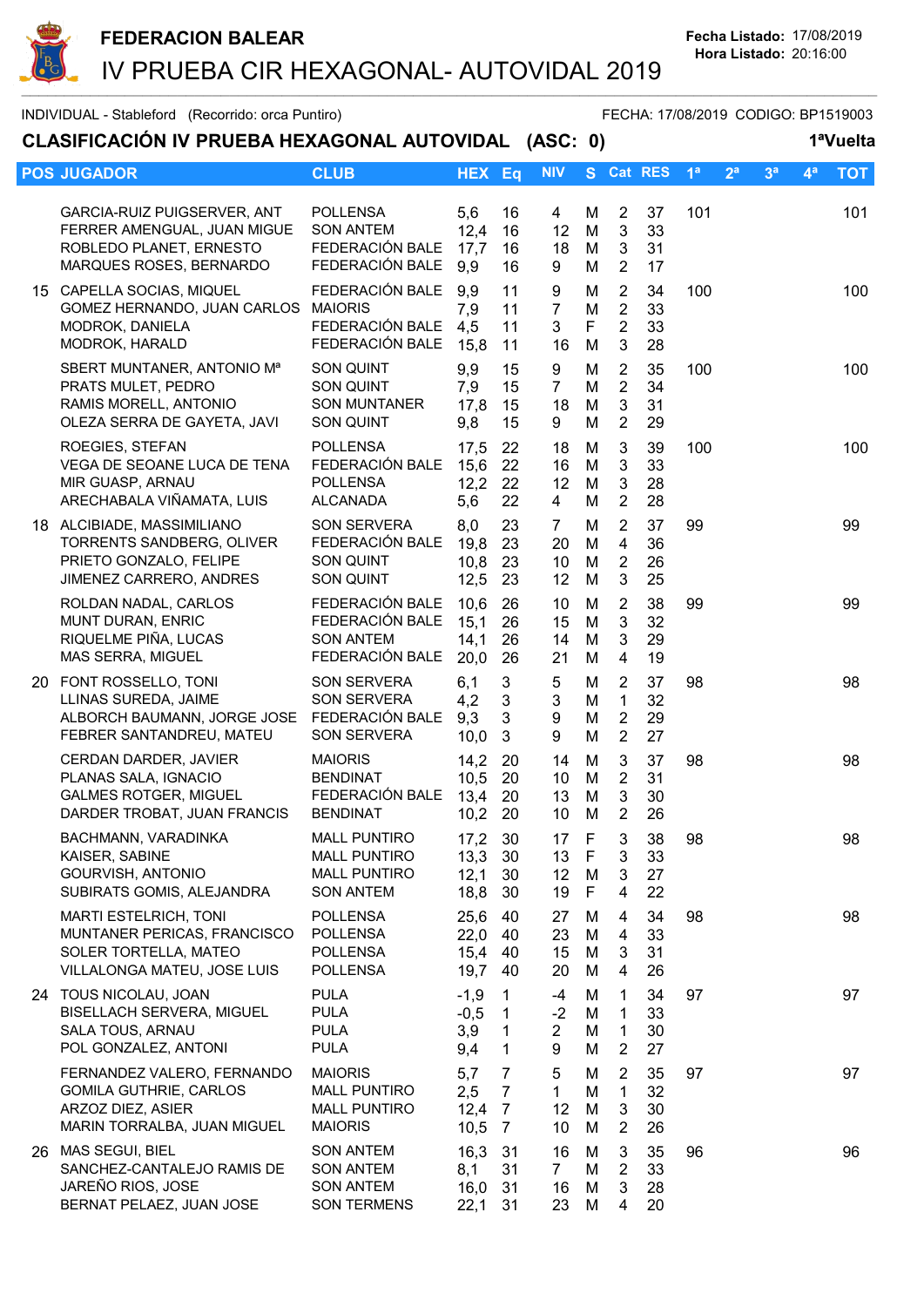# FEDERACION BALEAR

## IV PRUEBA CIR HEXAGONAL- AUTOVIDAL 2019

**Fecha Listado:** 17/08/2019
**Hora Listado:** 20:16:00

INDIVIDUAL - Stableford (Recorrido: orca Puntiro) FECHA: 17/08/2019 CODIGO: BP1519003

### CLASIFICACIÓN IV PRUEBA HEXAGONAL AUTOVIDAL (ASC: 0) 1ªVuelta

| POS | JUGADOR | CLUB | HEX | Eq | NIV | S | Cat | RES | 1ª | 2ª | 3ª | 4ª | TOT |
|---|---|---|---|---|---|---|---|---|---|---|---|---|---|
| | GARCIA-RUIZ PUIGSERVER, ANT | POLLENSA | 5,6 | 16 | 4 | M | 2 | 37 | 101 | | | | 101 |
| | FERRER AMENGUAL, JUAN MIGUE | SON ANTEM | 12,4 | 16 | 12 | M | 3 | 33 | | | | | |
| | ROBLEDO PLANET, ERNESTO | FEDERACIÓN BALE | 17,7 | 16 | 18 | M | 3 | 31 | | | | | |
| | MARQUES ROSES, BERNARDO | FEDERACIÓN BALE | 9,9 | 16 | 9 | M | 2 | 17 | | | | | |
| 15 | CAPELLA SOCIAS, MIQUEL | FEDERACIÓN BALE | 9,9 | 11 | 9 | M | 2 | 34 | 100 | | | | 100 |
| | GOMEZ HERNANDO, JUAN CARLOS | MAIORIS | 7,9 | 11 | 7 | M | 2 | 33 | | | | | |
| | MODROK, DANIELA | FEDERACIÓN BALE | 4,5 | 11 | 3 | F | 2 | 33 | | | | | |
| | MODROK, HARALD | FEDERACIÓN BALE | 15,8 | 11 | 16 | M | 3 | 28 | | | | | |
| | SBERT MUNTANER, ANTONIO Mª | SON QUINT | 9,9 | 15 | 9 | M | 2 | 35 | 100 | | | | 100 |
| | PRATS MULET, PEDRO | SON QUINT | 7,9 | 15 | 7 | M | 2 | 34 | | | | | |
| | RAMIS MORELL, ANTONIO | SON MUNTANER | 17,8 | 15 | 18 | M | 3 | 31 | | | | | |
| | OLEZA SERRA DE GAYETA, JAVI | SON QUINT | 9,8 | 15 | 9 | M | 2 | 29 | | | | | |
| | ROEGIES, STEFAN | POLLENSA | 17,5 | 22 | 18 | M | 3 | 39 | 100 | | | | 100 |
| | VEGA DE SEOANE LUCA DE TENA | FEDERACIÓN BALE | 15,6 | 22 | 16 | M | 3 | 33 | | | | | |
| | MIR GUASP, ARNAU | POLLENSA | 12,2 | 22 | 12 | M | 3 | 28 | | | | | |
| | ARECHABALA VIÑAMATA, LUIS | ALCANADA | 5,6 | 22 | 4 | M | 2 | 28 | | | | | |
| 18 | ALCIBIADE, MASSIMILIANO | SON SERVERA | 8,0 | 23 | 7 | M | 2 | 37 | 99 | | | | 99 |
| | TORRENTS SANDBERG, OLIVER | FEDERACIÓN BALE | 19,8 | 23 | 20 | M | 4 | 36 | | | | | |
| | PRIETO GONZALO, FELIPE | SON QUINT | 10,8 | 23 | 10 | M | 2 | 26 | | | | | |
| | JIMENEZ CARRERO, ANDRES | SON QUINT | 12,5 | 23 | 12 | M | 3 | 25 | | | | | |
| | ROLDAN NADAL, CARLOS | FEDERACIÓN BALE | 10,6 | 26 | 10 | M | 2 | 38 | 99 | | | | 99 |
| | MUNT DURAN, ENRIC | FEDERACIÓN BALE | 15,1 | 26 | 15 | M | 3 | 32 | | | | | |
| | RIQUELME PIÑA, LUCAS | SON ANTEM | 14,1 | 26 | 14 | M | 3 | 29 | | | | | |
| | MAS SERRA, MIGUEL | FEDERACIÓN BALE | 20,0 | 26 | 21 | M | 4 | 19 | | | | | |
| 20 | FONT ROSSELLO, TONI | SON SERVERA | 6,1 | 3 | 5 | M | 2 | 37 | 98 | | | | 98 |
| | LLINAS SUREDA, JAIME | SON SERVERA | 4,2 | 3 | 3 | M | 1 | 32 | | | | | |
| | ALBORCH BAUMANN, JORGE JOSE | FEDERACIÓN BALE | 9,3 | 3 | 9 | M | 2 | 29 | | | | | |
| | FEBRER SANTANDREU, MATEU | SON SERVERA | 10,0 | 3 | 9 | M | 2 | 27 | | | | | |
| | CERDAN DARDER, JAVIER | MAIORIS | 14,2 | 20 | 14 | M | 3 | 37 | 98 | | | | 98 |
| | PLANAS SALA, IGNACIO | BENDINAT | 10,5 | 20 | 10 | M | 2 | 31 | | | | | |
| | GALMES ROTGER, MIGUEL | FEDERACIÓN BALE | 13,4 | 20 | 13 | M | 3 | 30 | | | | | |
| | DARDER TROBAT, JUAN FRANCIS | BENDINAT | 10,2 | 20 | 10 | M | 2 | 26 | | | | | |
| | BACHMANN, VARADINKA | MALL PUNTIRO | 17,2 | 30 | 17 | F | 3 | 38 | 98 | | | | 98 |
| | KAISER, SABINE | MALL PUNTIRO | 13,3 | 30 | 13 | F | 3 | 33 | | | | | |
| | GOURVISH, ANTONIO | MALL PUNTIRO | 12,1 | 30 | 12 | M | 3 | 27 | | | | | |
| | SUBIRATS GOMIS, ALEJANDRA | SON ANTEM | 18,8 | 30 | 19 | F | 4 | 22 | | | | | |
| | MARTI ESTELRICH, TONI | POLLENSA | 25,6 | 40 | 27 | M | 4 | 34 | 98 | | | | 98 |
| | MUNTANER PERICAS, FRANCISCO | POLLENSA | 22,0 | 40 | 23 | M | 4 | 33 | | | | | |
| | SOLER TORTELLA, MATEO | POLLENSA | 15,4 | 40 | 15 | M | 3 | 31 | | | | | |
| | VILLALONGA MATEU, JOSE LUIS | POLLENSA | 19,7 | 40 | 20 | M | 4 | 26 | | | | | |
| 24 | TOUS NICOLAU, JOAN | PULA | -1,9 | 1 | -4 | M | 1 | 34 | 97 | | | | 97 |
| | BISELLACH SERVERA, MIGUEL | PULA | -0,5 | 1 | -2 | M | 1 | 33 | | | | | |
| | SALA TOUS, ARNAU | PULA | 3,9 | 1 | 2 | M | 1 | 30 | | | | | |
| | POL GONZALEZ, ANTONI | PULA | 9,4 | 1 | 9 | M | 2 | 27 | | | | | |
| | FERNANDEZ VALERO, FERNANDO | MAIORIS | 5,7 | 7 | 5 | M | 2 | 35 | 97 | | | | 97 |
| | GOMILA GUTHRIE, CARLOS | MALL PUNTIRO | 2,5 | 7 | 1 | M | 1 | 32 | | | | | |
| | ARZOZ DIEZ, ASIER | MALL PUNTIRO | 12,4 | 7 | 12 | M | 3 | 30 | | | | | |
| | MARIN TORRALBA, JUAN MIGUEL | MAIORIS | 10,5 | 7 | 10 | M | 2 | 26 | | | | | |
| 26 | MAS SEGUI, BIEL | SON ANTEM | 16,3 | 31 | 16 | M | 3 | 35 | 96 | | | | 96 |
| | SANCHEZ-CANTALEJO RAMIS DE | SON ANTEM | 8,1 | 31 | 7 | M | 2 | 33 | | | | | |
| | JAREÑO RIOS, JOSE | SON ANTEM | 16,0 | 31 | 16 | M | 3 | 28 | | | | | |
| | BERNAT PELAEZ, JUAN JOSE | SON TERMENS | 22,1 | 31 | 23 | M | 4 | 20 | | | | | |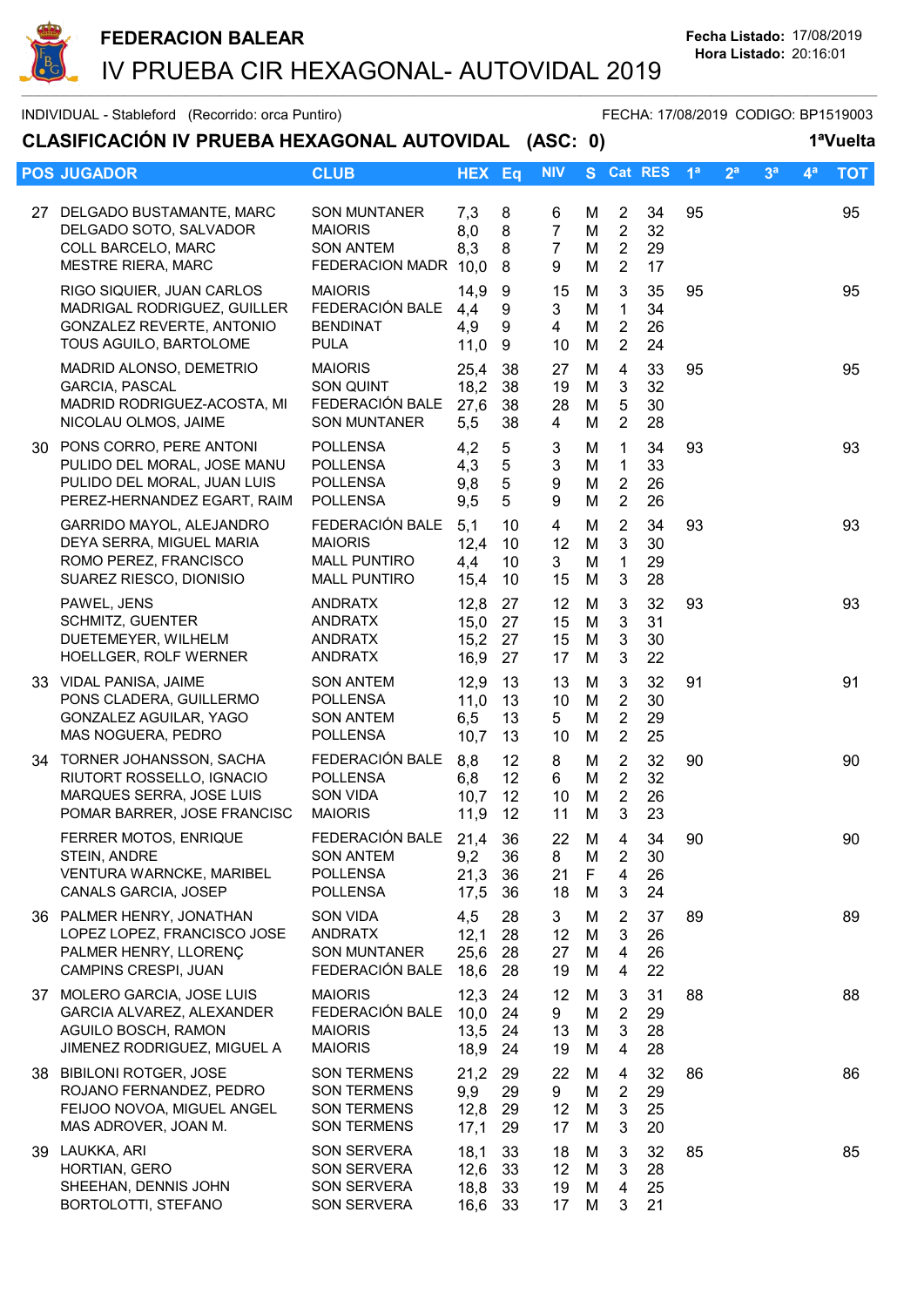# FEDERACION BALEAR

## IV PRUEBA CIR HEXAGONAL- AUTOVIDAL 2019

**Fecha Listado:** 17/08/2019
**Hora Listado:** 20:16:01

INDIVIDUAL - Stableford (Recorrido: orca Puntiro) FECHA: 17/08/2019 CODIGO: BP1519003

### CLASIFICACIÓN IV PRUEBA HEXAGONAL AUTOVIDAL (ASC: 0) 1ªVuelta

| POS | JUGADOR | CLUB | HEX | Eq | NIV | S | Cat | RES | 1ª | 2ª | 3ª | 4ª | TOT |
|---|---|---|---|---|---|---|---|---|---|---|---|---|---|
| 27 | DELGADO BUSTAMANTE, MARC | SON MUNTANER | 7,3 | 8 | 6 | M | 2 | 34 | 95 | | | | 95 |
| | DELGADO SOTO, SALVADOR | MAIORIS | 8,0 | 8 | 7 | M | 2 | 32 | | | | | |
| | COLL BARCELO, MARC | SON ANTEM | 8,3 | 8 | 7 | M | 2 | 29 | | | | | |
| | MESTRE RIERA, MARC | FEDERACION MADR | 10,0 | 8 | 9 | M | 2 | 17 | | | | | |
| | RIGO SIQUIER, JUAN CARLOS | MAIORIS | 14,9 | 9 | 15 | M | 3 | 35 | 95 | | | | 95 |
| | MADRIGAL RODRIGUEZ, GUILLER | FEDERACIÓN BALE | 4,4 | 9 | 3 | M | 1 | 34 | | | | | |
| | GONZALEZ REVERTE, ANTONIO | BENDINAT | 4,9 | 9 | 4 | M | 2 | 26 | | | | | |
| | TOUS AGUILO, BARTOLOME | PULA | 11,0 | 9 | 10 | M | 2 | 24 | | | | | |
| | MADRID ALONSO, DEMETRIO | MAIORIS | 25,4 | 38 | 27 | M | 4 | 33 | 95 | | | | 95 |
| | GARCIA, PASCAL | SON QUINT | 18,2 | 38 | 19 | M | 3 | 32 | | | | | |
| | MADRID RODRIGUEZ-ACOSTA, MI | FEDERACIÓN BALE | 27,6 | 38 | 28 | M | 5 | 30 | | | | | |
| | NICOLAU OLMOS, JAIME | SON MUNTANER | 5,5 | 38 | 4 | M | 2 | 28 | | | | | |
| 30 | PONS CORRO, PERE ANTONI | POLLENSA | 4,2 | 5 | 3 | M | 1 | 34 | 93 | | | | 93 |
| | PULIDO DEL MORAL, JOSE MANU | POLLENSA | 4,3 | 5 | 3 | M | 1 | 33 | | | | | |
| | PULIDO DEL MORAL, JUAN LUIS | POLLENSA | 9,8 | 5 | 9 | M | 2 | 26 | | | | | |
| | PEREZ-HERNANDEZ EGART, RAIM | POLLENSA | 9,5 | 5 | 9 | M | 2 | 26 | | | | | |
| | GARRIDO MAYOL, ALEJANDRO | FEDERACIÓN BALE | 5,1 | 10 | 4 | M | 2 | 34 | 93 | | | | 93 |
| | DEYA SERRA, MIGUEL MARIA | MAIORIS | 12,4 | 10 | 12 | M | 3 | 30 | | | | | |
| | ROMO PEREZ, FRANCISCO | MALL PUNTIRO | 4,4 | 10 | 3 | M | 1 | 29 | | | | | |
| | SUAREZ RIESCO, DIONISIO | MALL PUNTIRO | 15,4 | 10 | 15 | M | 3 | 28 | | | | | |
| | PAWEL, JENS | ANDRATX | 12,8 | 27 | 12 | M | 3 | 32 | 93 | | | | 93 |
| | SCHMITZ, GUENTER | ANDRATX | 15,0 | 27 | 15 | M | 3 | 31 | | | | | |
| | DUETEMEYER, WILHELM | ANDRATX | 15,2 | 27 | 15 | M | 3 | 30 | | | | | |
| | HOELLGER, ROLF WERNER | ANDRATX | 16,9 | 27 | 17 | M | 3 | 22 | | | | | |
| 33 | VIDAL PANISA, JAIME | SON ANTEM | 12,9 | 13 | 13 | M | 3 | 32 | 91 | | | | 91 |
| | PONS CLADERA, GUILLERMO | POLLENSA | 11,0 | 13 | 10 | M | 2 | 30 | | | | | |
| | GONZALEZ AGUILAR, YAGO | SON ANTEM | 6,5 | 13 | 5 | M | 2 | 29 | | | | | |
| | MAS NOGUERA, PEDRO | POLLENSA | 10,7 | 13 | 10 | M | 2 | 25 | | | | | |
| 34 | TORNER JOHANSSON, SACHA | FEDERACIÓN BALE | 8,8 | 12 | 8 | M | 2 | 32 | 90 | | | | 90 |
| | RIUTORT ROSSELLO, IGNACIO | POLLENSA | 6,8 | 12 | 6 | M | 2 | 32 | | | | | |
| | MARQUES SERRA, JOSE LUIS | SON VIDA | 10,7 | 12 | 10 | M | 2 | 26 | | | | | |
| | POMAR BARRER, JOSE FRANCISC | MAIORIS | 11,9 | 12 | 11 | M | 3 | 23 | | | | | |
| | FERRER MOTOS, ENRIQUE | FEDERACIÓN BALE | 21,4 | 36 | 22 | M | 4 | 34 | 90 | | | | 90 |
| | STEIN, ANDRE | SON ANTEM | 9,2 | 36 | 8 | M | 2 | 30 | | | | | |
| | VENTURA WARNCKE, MARIBEL | POLLENSA | 21,3 | 36 | 21 | F | 4 | 26 | | | | | |
| | CANALS GARCIA, JOSEP | POLLENSA | 17,5 | 36 | 18 | M | 3 | 24 | | | | | |
| 36 | PALMER HENRY, JONATHAN | SON VIDA | 4,5 | 28 | 3 | M | 2 | 37 | 89 | | | | 89 |
| | LOPEZ LOPEZ, FRANCISCO JOSE | ANDRATX | 12,1 | 28 | 12 | M | 3 | 26 | | | | | |
| | PALMER HENRY, LLORENÇ | SON MUNTANER | 25,6 | 28 | 27 | M | 4 | 26 | | | | | |
| | CAMPINS CRESPI, JUAN | FEDERACIÓN BALE | 18,6 | 28 | 19 | M | 4 | 22 | | | | | |
| 37 | MOLERO GARCIA, JOSE LUIS | MAIORIS | 12,3 | 24 | 12 | M | 3 | 31 | 88 | | | | 88 |
| | GARCIA ALVAREZ, ALEXANDER | FEDERACIÓN BALE | 10,0 | 24 | 9 | M | 2 | 29 | | | | | |
| | AGUILO BOSCH, RAMON | MAIORIS | 13,5 | 24 | 13 | M | 3 | 28 | | | | | |
| | JIMENEZ RODRIGUEZ, MIGUEL A | MAIORIS | 18,9 | 24 | 19 | M | 4 | 28 | | | | | |
| 38 | BIBILONI ROTGER, JOSE | SON TERMENS | 21,2 | 29 | 22 | M | 4 | 32 | 86 | | | | 86 |
| | ROJANO FERNANDEZ, PEDRO | SON TERMENS | 9,9 | 29 | 9 | M | 2 | 29 | | | | | |
| | FEIJOO NOVOA, MIGUEL ANGEL | SON TERMENS | 12,8 | 29 | 12 | M | 3 | 25 | | | | | |
| | MAS ADROVER, JOAN M. | SON TERMENS | 17,1 | 29 | 17 | M | 3 | 20 | | | | | |
| 39 | LAUKKA, ARI | SON SERVERA | 18,1 | 33 | 18 | M | 3 | 32 | 85 | | | | 85 |
| | HORTIAN, GERO | SON SERVERA | 12,6 | 33 | 12 | M | 3 | 28 | | | | | |
| | SHEEHAN, DENNIS JOHN | SON SERVERA | 18,8 | 33 | 19 | M | 4 | 25 | | | | | |
| | BORTOLOTTI, STEFANO | SON SERVERA | 16,6 | 33 | 17 | M | 3 | 21 | | | | | |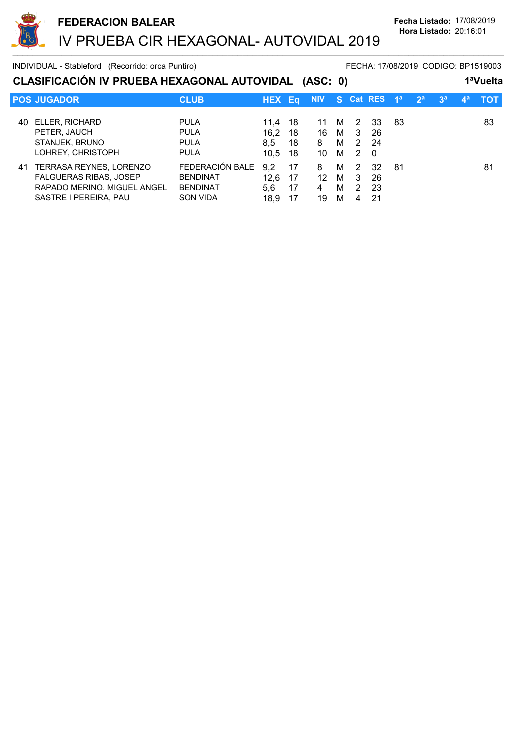**FEDERACION BALEAR**

# IV PRUEBA CIR HEXAGONAL- AUTOVIDAL 2019

**Fecha Listado:** 17/08/2019
**Hora Listado:** 20:16:01

INDIVIDUAL - Stableford (Recorrido: orca Puntiro) FECHA: 17/08/2019 CODIGO: BP1519003

## CLASIFICACIÓN IV PRUEBA HEXAGONAL AUTOVIDAL (ASC: 0) 1ªVuelta

| POS | JUGADOR | CLUB | HEX | Eq | NIV | S | Cat | RES | 1ª | 2ª | 3ª | 4ª | TOT |
|---|---|---|---|---|---|---|---|---|---|---|---|---|---|
| 40 | ELLER, RICHARD | PULA | 11,4 | 18 | 11 | M | 2 | 33 | 83 | | | | 83 |
| | PETER, JAUCH | PULA | 16,2 | 18 | 16 | M | 3 | 26 | | | | | |
| | STANJEK, BRUNO | PULA | 8,5 | 18 | 8 | M | 2 | 24 | | | | | |
| | LOHREY, CHRISTOPH | PULA | 10,5 | 18 | 10 | M | 2 | 0 | | | | | |
| 41 | TERRASA REYNES, LORENZO | FEDERACIÓN BALE | 9,2 | 17 | 8 | M | 2 | 32 | 81 | | | | 81 |
| | FALGUERAS RIBAS, JOSEP | BENDINAT | 12,6 | 17 | 12 | M | 3 | 26 | | | | | |
| | RAPADO MERINO, MIGUEL ANGEL | BENDINAT | 5,6 | 17 | 4 | M | 2 | 23 | | | | | |
| | SASTRE I PEREIRA, PAU | SON VIDA | 18,9 | 17 | 19 | M | 4 | 21 | | | | | |